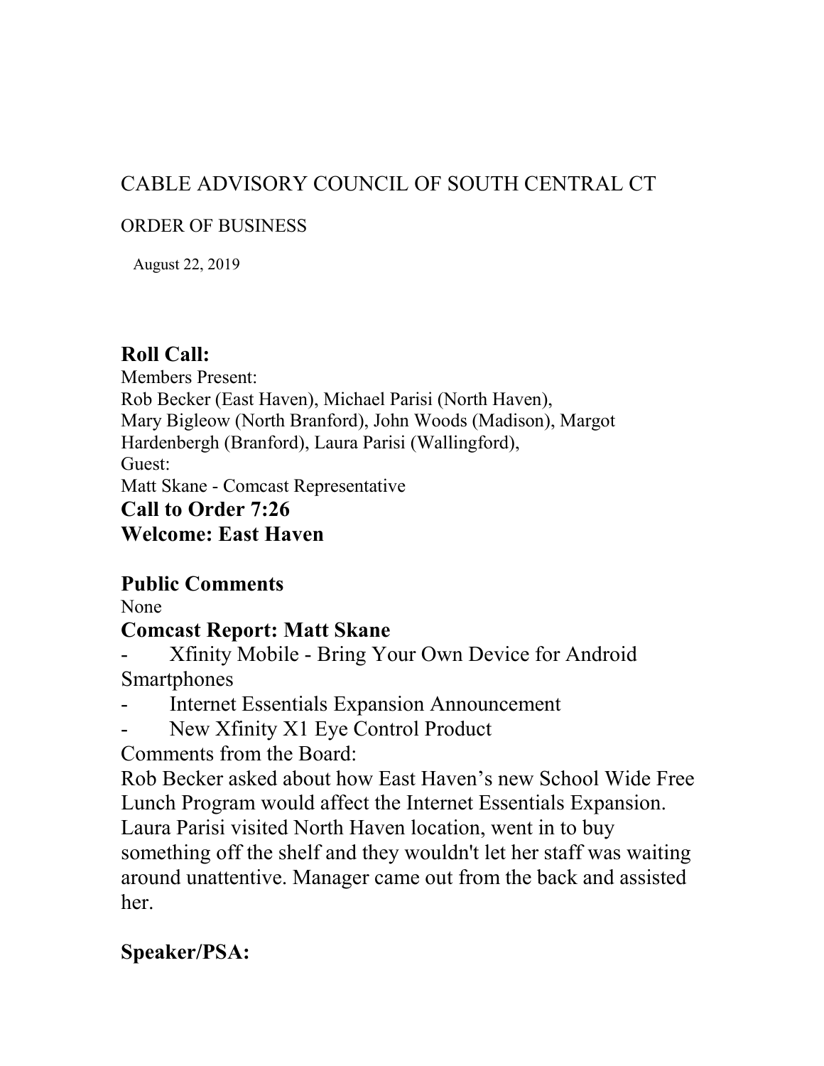CABLE ADVISORY COUNCIL OF SOUTH CENTRAL CT

ORDER OF BUSINESS

August 22, 2019

## Roll Call:

Members Present:
Rob Becker (East Haven), Michael Parisi (North Haven), Mary Bigleow (North Branford), John Woods (Madison), Margot Hardenbergh (Branford), Laura Parisi (Wallingford),
Guest:
Matt Skane - Comcast Representative

## Call to Order 7:26

## Welcome: East Haven

## Public Comments

None

## Comcast Report: Matt Skane

- Xfinity Mobile - Bring Your Own Device for Android Smartphones
- Internet Essentials Expansion Announcement
- New Xfinity X1 Eye Control Product

Comments from the Board:
Rob Becker asked about how East Haven's new School Wide Free Lunch Program would affect the Internet Essentials Expansion. Laura Parisi visited North Haven location, went in to buy something off the shelf and they wouldn't let her staff was waiting around unattentive. Manager came out from the back and assisted her.

## Speaker/PSA: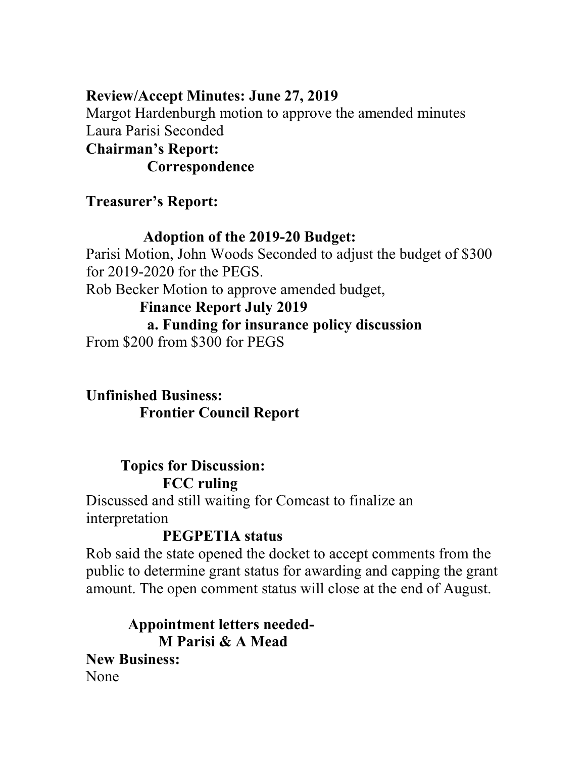**Review/Accept Minutes: June 27, 2019**

Margot Hardenburgh motion to approve the amended minutes
Laura Parisi Seconded

**Chairman's Report:**

**Correspondence**

**Treasurer's Report:**

**Adoption of the 2019-20 Budget:**

Parisi Motion, John Woods Seconded to adjust the budget of $300 for 2019-2020 for the PEGS.
Rob Becker Motion to approve amended budget,

**Finance Report July 2019**

**a. Funding for insurance policy discussion**

From $200 from $300 for PEGS

**Unfinished Business:**

**Frontier Council Report**

**Topics for Discussion:**

**FCC ruling**

Discussed and still waiting for Comcast to finalize an interpretation

**PEGPETIA status**

Rob said the state opened the docket to accept comments from the public to determine grant status for awarding and capping the grant amount. The open comment status will close at the end of August.

**Appointment letters needed-**

**M Parisi & A Mead**

**New Business:**

None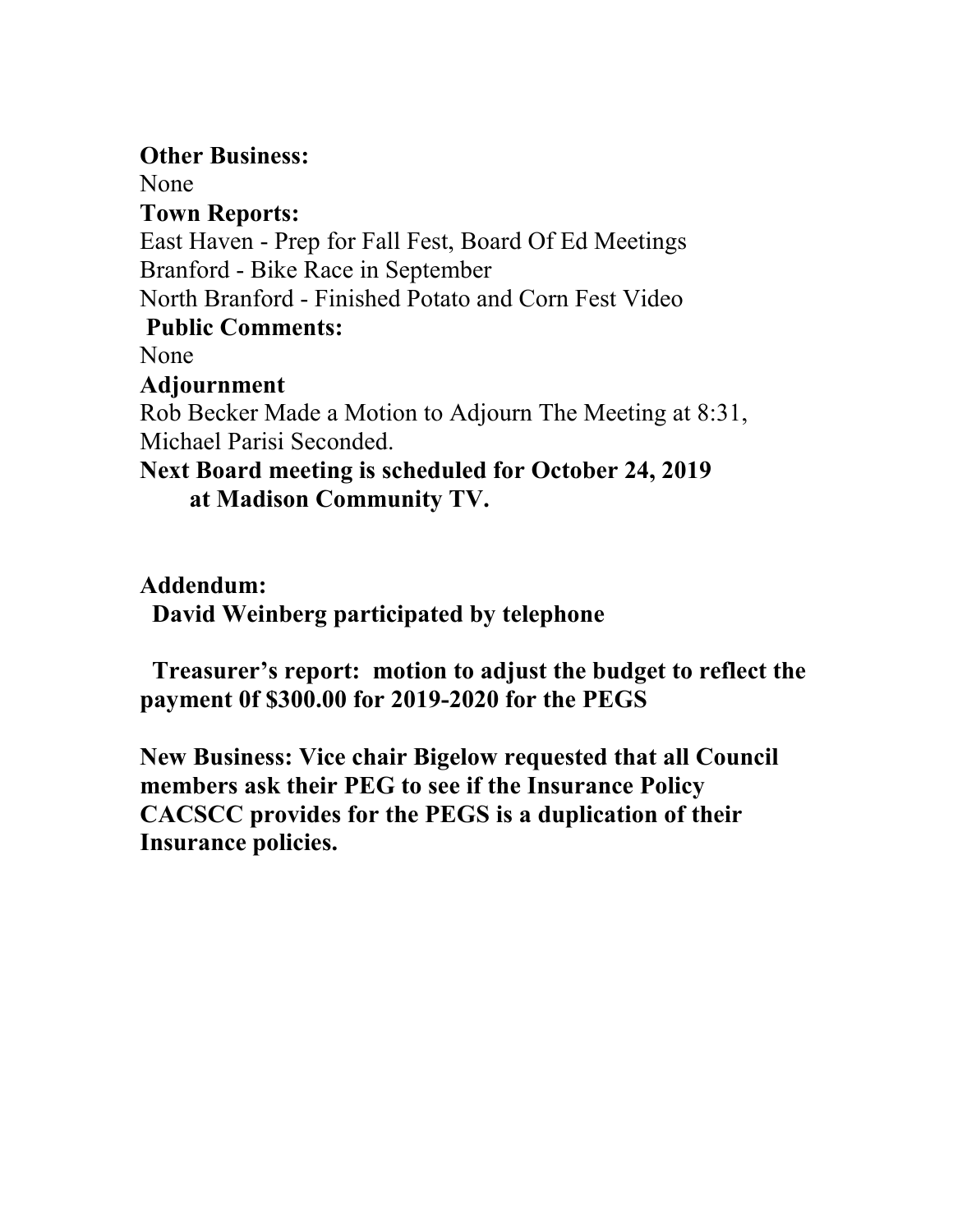**Other Business:**
None

**Town Reports:**
East Haven - Prep for Fall Fest, Board Of Ed Meetings
Branford - Bike Race in September
North Branford - Finished Potato and Corn Fest Video

**Public Comments:**
None

**Adjournment**
Rob Becker Made a Motion to Adjourn The Meeting at 8:31, Michael Parisi Seconded.

**Next Board meeting is scheduled for October 24, 2019 at Madison Community TV.**

**Addendum:**

**David Weinberg participated by telephone**

**Treasurer's report: motion to adjust the budget to reflect the payment 0f $300.00 for 2019-2020 for the PEGS**

**New Business: Vice chair Bigelow requested that all Council members ask their PEG to see if the Insurance Policy CACSCC provides for the PEGS is a duplication of their Insurance policies.**